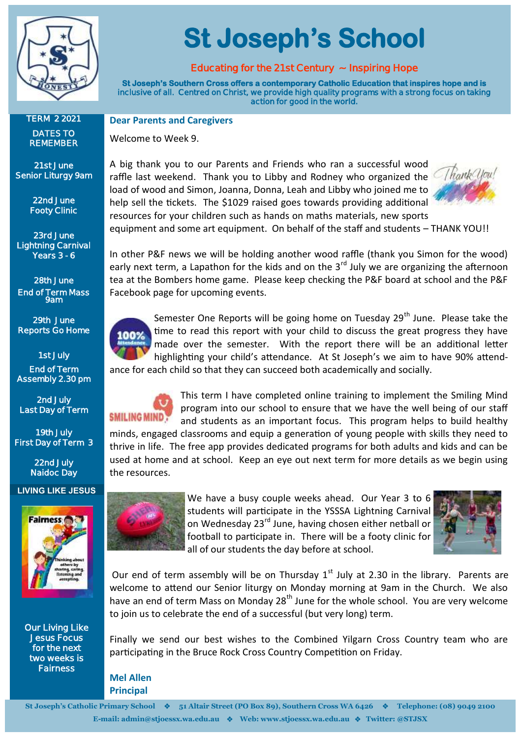# St Joseph's School

**Educating for the 21st Century ~ Inspiring Hope**

**St Joseph's Southern Cross offers a contemporary Catholic Education that inspires hope and is inclusive of all. Centred on Christ, we provide high quality programs with a strong focus on taking action for good in the world.**

## TERM 2 2021

### DATES TO REMEMBER

**21st June**
Senior Liturgy 9am

**22nd June**
Footy Clinic

**23rd June**
Lightning Carnival Years 3 - 6

**28th June**
End of Term Mass 9am

**29th June**
Reports Go Home

**1st July**
End of Term Assembly 2.30 pm

**2nd July**
Last Day of Term

**19th July**
First Day of Term 3

**22nd July**
Naidoc Day

### LIVING LIKE JESUS

Fairness — Thinking about others by sharing, caring, listening and accepting.

Our Living Like Jesus Focus for the next two weeks is Fairness

## Dear Parents and Caregivers

Welcome to Week 9.

A big thank you to our Parents and Friends who ran a successful wood raffle last weekend. Thank you to Libby and Rodney who organized the load of wood and Simon, Joanna, Donna, Leah and Libby who joined me to help sell the tickets. The $1029 raised goes towards providing additional resources for your children such as hands on maths materials, new sports equipment and some art equipment. On behalf of the staff and students – THANK YOU!!

In other P&F news we will be holding another wood raffle (thank you Simon for the wood) early next term, a Lapathon for the kids and on the 3rd July we are organizing the afternoon tea at the Bombers home game. Please keep checking the P&F board at school and the P&F Facebook page for upcoming events.

Semester One Reports will be going home on Tuesday 29th June. Please take the time to read this report with your child to discuss the great progress they have made over the semester. With the report there will be an additional letter highlighting your child's attendance. At St Joseph's we aim to have 90% attendance for each child so that they can succeed both academically and socially.

This term I have completed online training to implement the Smiling Mind program into our school to ensure that we have the well being of our staff and students as an important focus. This program helps to build healthy minds, engaged classrooms and equip a generation of young people with skills they need to thrive in life. The free app provides dedicated programs for both adults and kids and can be used at home and at school. Keep an eye out next term for more details as we begin using the resources.

We have a busy couple weeks ahead. Our Year 3 to 6 students will participate in the YSSSA Lightning Carnival on Wednesday 23rd June, having chosen either netball or football to participate in. There will be a footy clinic for all of our students the day before at school.

Our end of term assembly will be on Thursday 1st July at 2.30 in the library. Parents are welcome to attend our Senior liturgy on Monday morning at 9am in the Church. We also have an end of term Mass on Monday 28th June for the whole school. You are very welcome to join us to celebrate the end of a successful (but very long) term.

Finally we send our best wishes to the Combined Yilgarn Cross Country team who are participating in the Bruce Rock Cross Country Competition on Friday.

**Mel Allen**
**Principal**

St Joseph's Catholic Primary School ❖ 51 Altair Street (PO Box 89), Southern Cross WA 6426 ❖ Telephone: (08) 9049 2100
E-mail: admin@stjoessx.wa.edu.au ❖ Web: www.stjoessx.wa.edu.au ❖ Twitter: @STJSX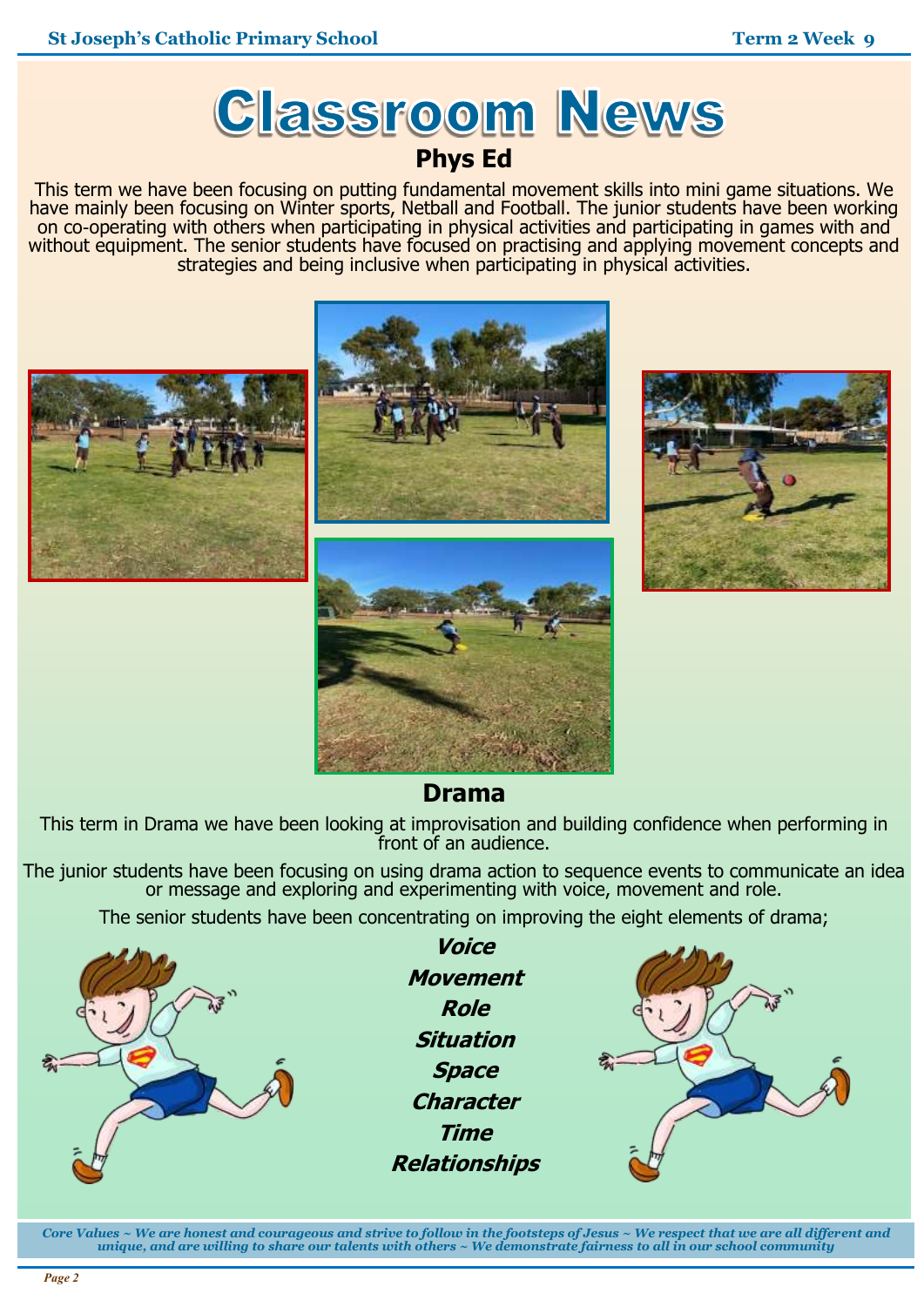# Classroom News

## Phys Ed

This term we have been focusing on putting fundamental movement skills into mini game situations. We have mainly been focusing on Winter sports, Netball and Football. The junior students have been working on co-operating with others when participating in physical activities and participating in games with and without equipment. The senior students have focused on practising and applying movement concepts and strategies and being inclusive when participating in physical activities.

## Drama

This term in Drama we have been looking at improvisation and building confidence when performing in front of an audience.

The junior students have been focusing on using drama action to sequence events to communicate an idea or message and exploring and experimenting with voice, movement and role.

The senior students have been concentrating on improving the eight elements of drama;

***Voice***

***Movement***

***Role***

***Situation***

***Space***

***Character***

***Time***

***Relationships***

*Core Values ~ We are honest and courageous and strive to follow in the footsteps of Jesus ~ We respect that we are all different and unique, and are willing to share our talents with others ~ We demonstrate fairness to all in our school community*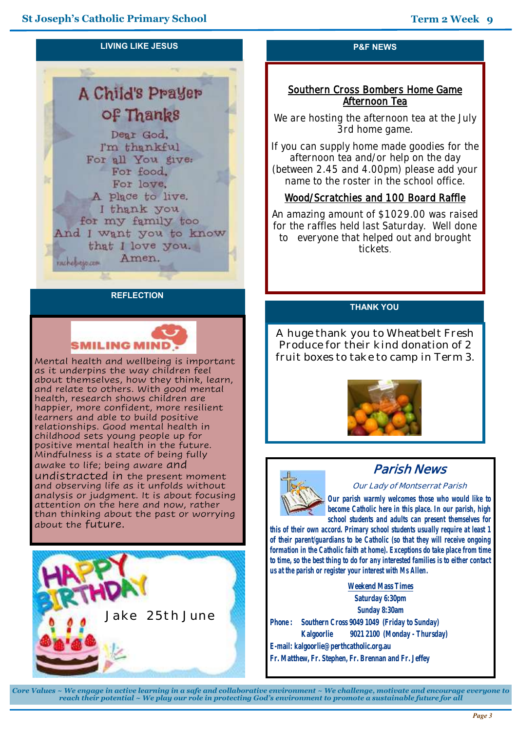## LIVING LIKE JESUS

A Child's Prayer of Thanks

Dear God,
I'm thankful
For all You give:
For food,
For love,
A place to live.
I thank you
for my family too
And I want you to know
that I love you.
Amen.

## REFLECTION

SMILING MIND

Mental health and wellbeing is important as it underpins the way children feel about themselves, how they think, learn, and relate to others. With good mental health, research shows children are happier, more confident, more resilient learners and able to build positive relationships. Good mental health in childhood sets young people up for positive mental health in the future. Mindfulness is a state of being fully awake to life; being aware and undistracted in the present moment and observing life as it unfolds without analysis or judgment. It is about focusing attention on the here and now, rather than thinking about the past or worrying about the future.

HAPPY BIRTHDAY

Jake 25th June

## P&F NEWS

### Southern Cross Bombers Home Game Afternoon Tea

We are hosting the afternoon tea at the July 3rd home game.

If you can supply home made goodies for the afternoon tea and/or help on the day (between 2.45 and 4.00pm) please add your name to the roster in the school office.

### Wood/Scratchies and 100 Board Raffle

An amazing amount of $1029.00 was raised for the raffles held last Saturday. Well done to everyone that helped out and brought tickets.

## THANK YOU

A huge thank you to Wheatbelt Fresh Produce for their kind donation of 2 fruit boxes to take to camp in Term 3.

## *Parish News*

*Our Lady of Montserrat Parish*

**Our parish warmly welcomes those who would like to become Catholic here in this place. In our parish, high school students and adults can present themselves for this of their own accord. Primary school students usually require at least 1 of their parent/guardians to be Catholic (so that they will receive ongoing formation in the Catholic faith at home). Exceptions do take place from time to time, so the best thing to do for any interested families is to either contact us at the parish or register your interest with Ms Allen.**

**Weekend Mass Times**
**Saturday 6:30pm**
**Sunday 8:30am**

**Phone:** Southern Cross 9049 1049 (Friday to Sunday)
Kalgoorlie 9021 2100 (Monday - Thursday)

**E-mail:** kalgoorlie@perthcatholic.org.au

**Fr. Matthew, Fr. Stephen, Fr. Brennan and Fr. Jeffey**

*Core Values ~ We engage in active learning in a safe and collaborative environment ~ We challenge, motivate and encourage everyone to reach their potential ~ We play our role in protecting God's environment to promote a sustainable future for all*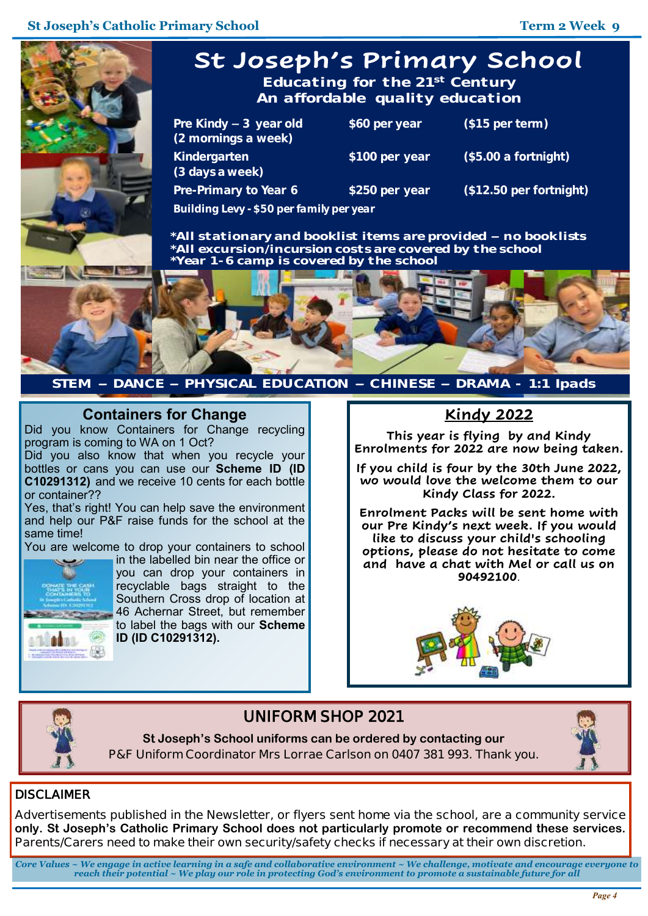# St Joseph's Primary School

**Educating for the 21st Century**
**An affordable quality education**

| | | |
|---|---|---|
| **Pre Kindy – 3 year old (2 mornings a week)** | **$60 per year** | **($15 per term)** |
| **Kindergarten (3 days a week)** | **$100 per year** | **($5.00 a fortnight)** |
| **Pre-Primary to Year 6** | **$250 per year** | **($12.50 per fortnight)** |

**Building Levy - $50 per family per year**

***All stationary and booklist items are provided – no booklists**
***All excursion/incursion costs are covered by the school**
***Year 1- 6 camp is covered by the school**

**STEM – DANCE – PHYSICAL EDUCATION – CHINESE – DRAMA - 1:1 Ipads**

## Containers for Change

Did you know Containers for Change recycling program is coming to WA on 1 Oct?

Did you also know that when you recycle your bottles or cans you can use our **Scheme ID (ID C10291312)** and we receive 10 cents for each bottle or container??

Yes, that's right! You can help save the environment and help our P&F raise funds for the school at the same time!

You are welcome to drop your containers to school in the labelled bin near the office or you can drop your containers in recyclable bags straight to the Southern Cross drop of location at 46 Achernar Street, but remember to label the bags with our **Scheme ID (ID C10291312).**

## Kindy 2022

This year is flying by and Kindy Enrolments for 2022 are now being taken.

If you child is four by the 30th June 2022, wo would love the welcome them to our Kindy Class for 2022.

Enrolment Packs will be sent home with our Pre Kindy's next week. If you would like to discuss your child's schooling options, please do not hesitate to come and have a chat with Mel or call us on **90492100**.

## UNIFORM SHOP 2021

**St Joseph's School uniforms can be ordered by contacting our**
P&F Uniform Coordinator Mrs Lorrae Carlson on 0407 381 993. Thank you.

### DISCLAIMER

Advertisements published in the Newsletter, or flyers sent home via the school, are a community service **only. St Joseph's Catholic Primary School does not particularly promote or recommend these services.** Parents/Carers need to make their own security/safety checks if necessary at their own discretion.

*Core Values ~ We engage in active learning in a safe and collaborative environment ~ We challenge, motivate and encourage everyone to reach their potential ~ We play our role in protecting God's environment to promote a sustainable future for all*